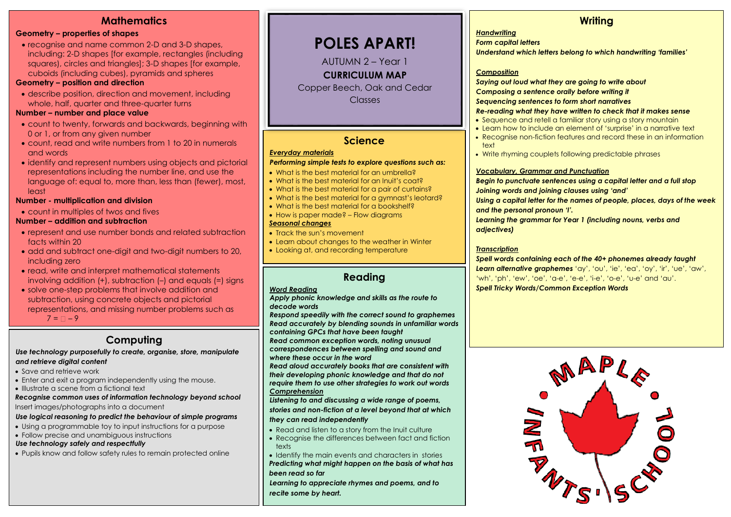# POLES APART!

AUTUMN 2 – Year 1

**CURRICULUM MAP**

Copper Beech, Oak and Cedar Classes

## Mathematics

**Geometry – properties of shapes**

- recognise and name common 2-D and 3-D shapes, including: 2-D shapes [for example, rectangles (including squares), circles and triangles]; 3-D shapes [for example, cuboids (including cubes), pyramids and spheres

**Geometry – position and direction**

- describe position, direction and movement, including whole, half, quarter and three-quarter turns

**Number – number and place value**

- count to twenty, forwards and backwards, beginning with 0 or 1, or from any given number
- count, read and write numbers from 1 to 20 in numerals and words
- identify and represent numbers using objects and pictorial representations including the number line, and use the language of: equal to, more than, less than (fewer), most, least

**Number - multiplication and division**

- count in multiples of twos and fives

**Number – addition and subtraction**

- represent and use number bonds and related subtraction facts within 20
- add and subtract one-digit and two-digit numbers to 20, including zero
- read, write and interpret mathematical statements involving addition (+), subtraction (–) and equals (=) signs
- solve one-step problems that involve addition and subtraction, using concrete objects and pictorial representations, and missing number problems such as $7 = \square - 9$

## Computing

***Use technology purposefully to create, organise, store, manipulate and retrieve digital content***

- Save and retrieve work
- Enter and exit a program independently using the mouse.
- Illustrate a scene from a fictional text

***Recognise common uses of information technology beyond school***

Insert images/photographs into a document

***Use logical reasoning to predict the behaviour of simple programs***

- Using a programmable toy to input instructions for a purpose
- Follow precise and unambiguous instructions

***Use technology safely and respectfully***

- Pupils know and follow safety rules to remain protected online

## Science

***Everyday materials***

***Performing simple tests to explore questions such as:***

- What is the best material for an umbrella?
- What is the best material for an Inuit's coat?
- What is the best material for a pair of curtains?
- What is the best material for a gymnast's leotard?
- What is the best material for a bookshelf?
- How is paper made? – Flow diagrams

***Seasonal changes***

- Track the sun's movement
- Learn about changes to the weather in Winter
- Looking at, and recording temperature

## Reading

***Word Reading***

***Apply phonic knowledge and skills as the route to decode words***

***Respond speedily with the correct sound to graphemes***

***Read accurately by blending sounds in unfamiliar words containing GPCs that have been taught***

***Read common exception words, noting unusual correspondences between spelling and sound and where these occur in the word***

***Read aloud accurately books that are consistent with their developing phonic knowledge and that do not require them to use other strategies to work out words***

***Comprehension***

***Listening to and discussing a wide range of poems, stories and non-fiction at a level beyond that at which they can read independently***

- Read and listen to a story from the Inuit culture
- Recognise the differences between fact and fiction texts
- Identify the main events and characters in stories

***Predicting what might happen on the basis of what has been read so far***

***Learning to appreciate rhymes and poems, and to recite some by heart.***

## Writing

***Handwriting***

***Form capital letters***

***Understand which letters belong to which handwriting 'families'***

***Composition***

***Saying out loud what they are going to write about***

***Composing a sentence orally before writing it***

***Sequencing sentences to form short narratives***

***Re-reading what they have written to check that it makes sense***

- Sequence and retell a familiar story using a story mountain
- Learn how to include an element of 'surprise' in a narrative text
- Recognise non-fiction features and record these in an information text
- Write rhyming couplets following predictable phrases

***Vocabulary, Grammar and Punctuation***

***Begin to punctuate sentences using a capital letter and a full stop***

***Joining words and joining clauses using 'and'***

***Using a capital letter for the names of people, places, days of the week and the personal pronoun 'I'.***

***Learning the grammar for Year 1 (including nouns, verbs and adjectives)***

***Transcription***

***Spell words containing each of the 40+ phonemes already taught***

***Learn alternative graphemes*** 'ay', 'ou', 'ie', 'ea', 'oy', 'ir', 'ue', 'aw', 'wh', 'ph', 'ew', 'oe', 'a-e', 'e-e', 'i-e', 'o-e', 'u-e' and 'au'.

***Spell Tricky Words/Common Exception Words***

MAPLE INFANTS' SCHOOL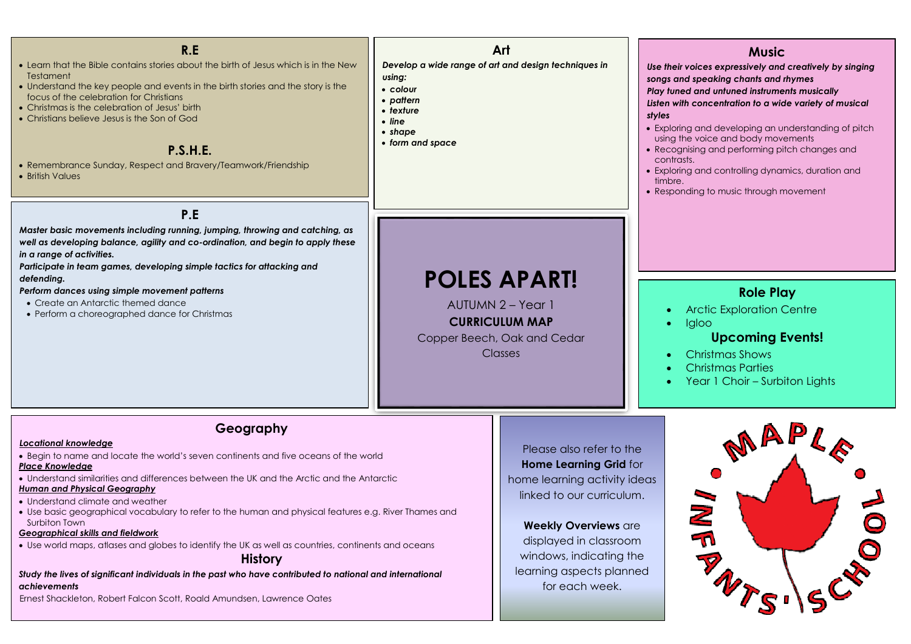# POLES APART!

AUTUMN 2 – Year 1

**CURRICULUM MAP**

Copper Beech, Oak and Cedar Classes

## R.E

- Learn that the Bible contains stories about the birth of Jesus which is in the New Testament
- Understand the key people and events in the birth stories and the story is the focus of the celebration for Christians
- Christmas is the celebration of Jesus' birth
- Christians believe Jesus is the Son of God

## P.S.H.E.

- Remembrance Sunday, Respect and Bravery/Teamwork/Friendship
- British Values

## P.E

***Master basic movements including running, jumping, throwing and catching, as well as developing balance, agility and co-ordination, and begin to apply these in a range of activities.***

***Participate in team games, developing simple tactics for attacking and defending.***

***Perform dances using simple movement patterns***

- Create an Antarctic themed dance
- Perform a choreographed dance for Christmas

## Art

***Develop a wide range of art and design techniques in using:***

- ***colour***
- ***pattern***
- ***texture***
- ***line***
- ***shape***
- ***form and space***

## Music

***Use their voices expressively and creatively by singing songs and speaking chants and rhymes***

***Play tuned and untuned instruments musically***

***Listen with concentration to a wide variety of musical styles***

- Exploring and developing an understanding of pitch using the voice and body movements
- Recognising and performing pitch changes and contrasts.
- Exploring and controlling dynamics, duration and timbre.
- Responding to music through movement

## Role Play

- Arctic Exploration Centre
- Igloo

## Upcoming Events!

- Christmas Shows
- Christmas Parties
- Year 1 Choir – Surbiton Lights

## Geography

***Locational knowledge***

- Begin to name and locate the world's seven continents and five oceans of the world

***Place Knowledge***

- Understand similarities and differences between the UK and the Arctic and the Antarctic

***Human and Physical Geography***

- Understand climate and weather
- Use basic geographical vocabulary to refer to the human and physical features e.g. River Thames and Surbiton Town

***Geographical skills and fieldwork***

- Use world maps, atlases and globes to identify the UK as well as countries, continents and oceans

## History

***Study the lives of significant individuals in the past who have contributed to national and international achievements***

Ernest Shackleton, Robert Falcon Scott, Roald Amundsen, Lawrence Oates

Please also refer to the **Home Learning Grid** for home learning activity ideas linked to our curriculum.

**Weekly Overviews** are displayed in classroom windows, indicating the learning aspects planned for each week.

MAPLE INFANTS' SCHOOL